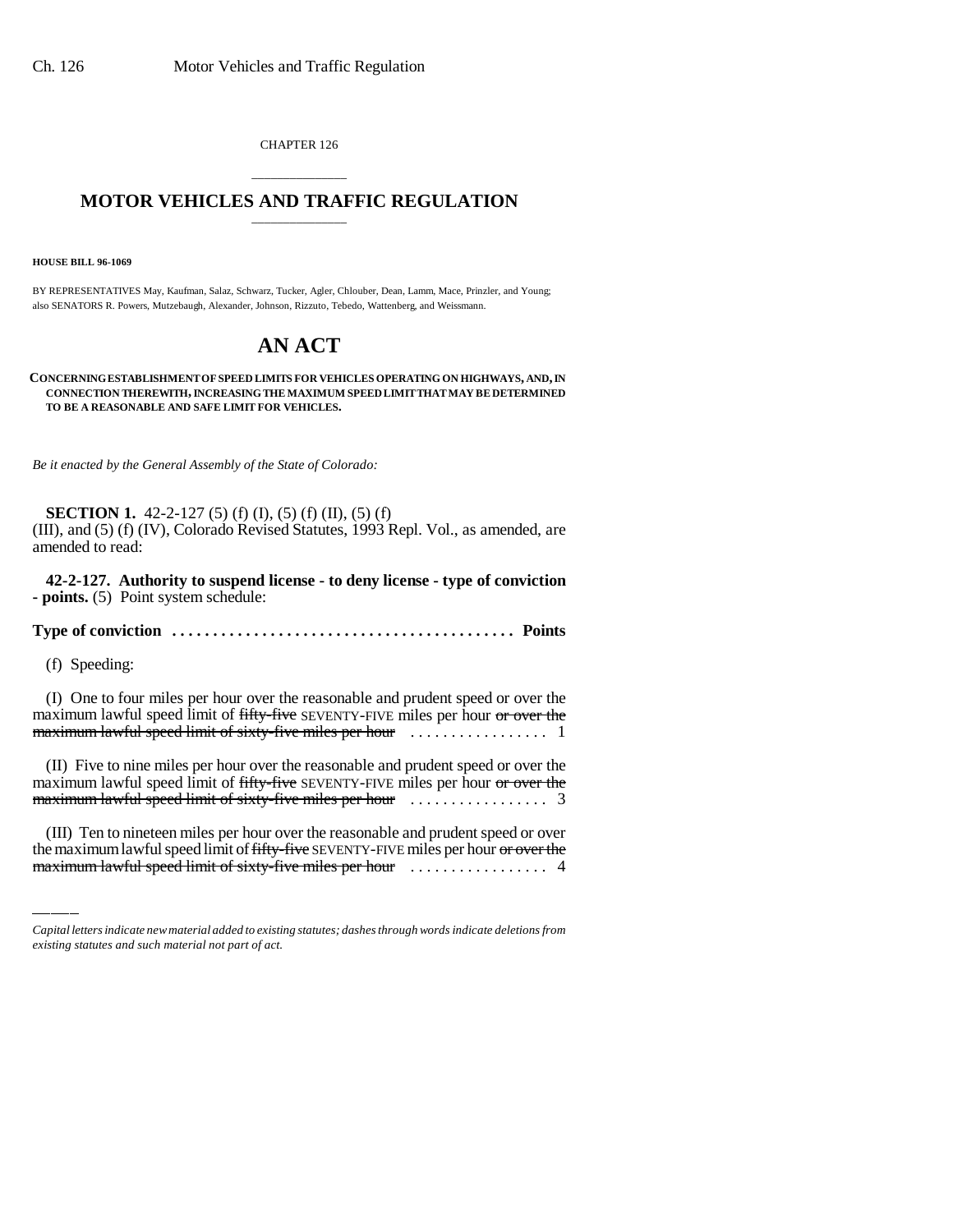CHAPTER 126

# MOTOR VEHICLES AND TRAFFIC REGULATION

**HOUSE BILL 96-1069**

BY REPRESENTATIVES May, Kaufman, Salaz, Schwarz, Tucker, Agler, Chlouber, Dean, Lamm, Mace, Prinzler, and Young; also SENATORS R. Powers, Mutzebaugh, Alexander, Johnson, Rizzuto, Tebedo, Wattenberg, and Weissmann.

# AN ACT

**CONCERNING ESTABLISHMENT OF SPEED LIMITS FOR VEHICLES OPERATING ON HIGHWAYS, AND, IN CONNECTION THEREWITH, INCREASING THE MAXIMUM SPEED LIMIT THAT MAY BE DETERMINED TO BE A REASONABLE AND SAFE LIMIT FOR VEHICLES.**

*Be it enacted by the General Assembly of the State of Colorado:*

**SECTION 1.** 42-2-127 (5) (f) (I), (5) (f) (II), (5) (f) (III), and (5) (f) (IV), Colorado Revised Statutes, 1993 Repl. Vol., as amended, are amended to read:

**42-2-127. Authority to suspend license - to deny license - type of conviction - points.** (5) Point system schedule:

**Type of conviction . . . . . . . . . . . . . . . . . . . . . . . . . . . . . . . . . . . . . . . . . Points**

(f) Speeding:

(I) One to four miles per hour over the reasonable and prudent speed or over the maximum lawful speed limit of ~~fifty-five~~ SEVENTY-FIVE miles per hour ~~or over the maximum lawful speed limit of sixty-five miles per hour~~ . . . . . . . . . . . . . . . . . 1

(II) Five to nine miles per hour over the reasonable and prudent speed or over the maximum lawful speed limit of ~~fifty-five~~ SEVENTY-FIVE miles per hour ~~or over the maximum lawful speed limit of sixty-five miles per hour~~ . . . . . . . . . . . . . . . . . 3

(III) Ten to nineteen miles per hour over the reasonable and prudent speed or over the maximum lawful speed limit of ~~fifty-five~~ SEVENTY-FIVE miles per hour ~~or over the maximum lawful speed limit of sixty-five miles per hour~~ . . . . . . . . . . . . . . . . . 4

*Capital letters indicate new material added to existing statutes; dashes through words indicate deletions from existing statutes and such material not part of act.*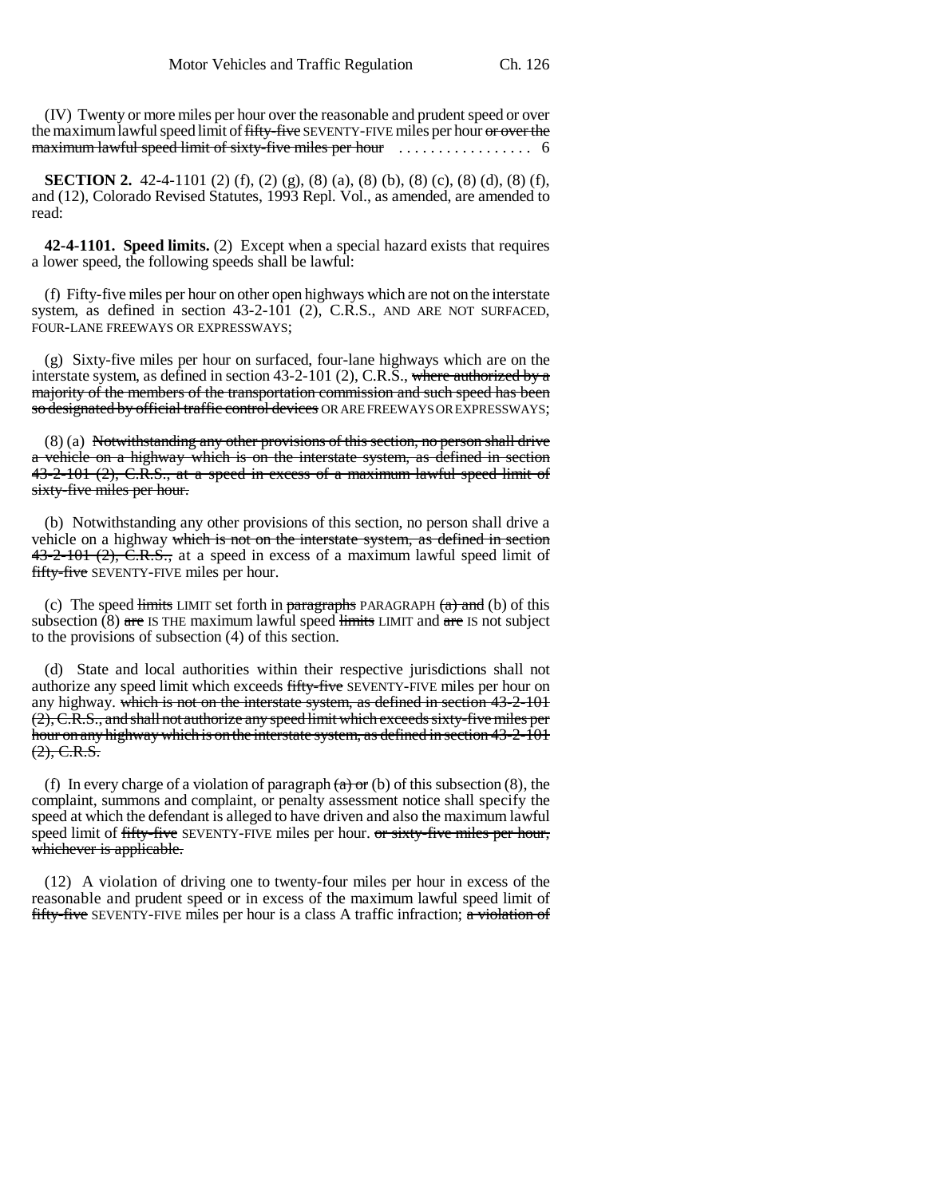(IV) Twenty or more miles per hour over the reasonable and prudent speed or over the maximum lawful speed limit of ~~fifty-five~~ SEVENTY-FIVE miles per hour ~~or over the maximum lawful speed limit of sixty-five miles per hour~~ . . . . . . . . . . . . . . . . 6

**SECTION 2.** 42-4-1101 (2) (f), (2) (g), (8) (a), (8) (b), (8) (c), (8) (d), (8) (f), and (12), Colorado Revised Statutes, 1993 Repl. Vol., as amended, are amended to read:

**42-4-1101. Speed limits.** (2) Except when a special hazard exists that requires a lower speed, the following speeds shall be lawful:

(f) Fifty-five miles per hour on other open highways which are not on the interstate system, as defined in section 43-2-101 (2), C.R.S., AND ARE NOT SURFACED, FOUR-LANE FREEWAYS OR EXPRESSWAYS;

(g) Sixty-five miles per hour on surfaced, four-lane highways which are on the interstate system, as defined in section 43-2-101 (2), C.R.S., ~~where authorized by a majority of the members of the transportation commission and such speed has been so designated by official traffic control devices~~ OR ARE FREEWAYS OR EXPRESSWAYS;

(8) (a) ~~Notwithstanding any other provisions of this section, no person shall drive a vehicle on a highway which is on the interstate system, as defined in section 43-2-101 (2), C.R.S., at a speed in excess of a maximum lawful speed limit of sixty-five miles per hour.~~

(b) Notwithstanding any other provisions of this section, no person shall drive a vehicle on a highway ~~which is not on the interstate system, as defined in section 43-2-101 (2), C.R.S.,~~ at a speed in excess of a maximum lawful speed limit of ~~fifty-five~~ SEVENTY-FIVE miles per hour.

(c) The speed ~~limits~~ LIMIT set forth in ~~paragraphs~~ PARAGRAPH ~~(a) and~~ (b) of this subsection (8) ~~are~~ IS THE maximum lawful speed ~~limits~~ LIMIT and ~~are~~ IS not subject to the provisions of subsection (4) of this section.

(d) State and local authorities within their respective jurisdictions shall not authorize any speed limit which exceeds ~~fifty-five~~ SEVENTY-FIVE miles per hour on any highway. ~~which is not on the interstate system, as defined in section 43-2-101 (2), C.R.S., and shall not authorize any speed limit which exceeds sixty-five miles per hour on any highway which is on the interstate system, as defined in section 43-2-101 (2), C.R.S.~~

(f) In every charge of a violation of paragraph ~~(a) or~~ (b) of this subsection (8), the complaint, summons and complaint, or penalty assessment notice shall specify the speed at which the defendant is alleged to have driven and also the maximum lawful speed limit of ~~fifty-five~~ SEVENTY-FIVE miles per hour. ~~or sixty-five miles per hour, whichever is applicable.~~

(12) A violation of driving one to twenty-four miles per hour in excess of the reasonable and prudent speed or in excess of the maximum lawful speed limit of ~~fifty-five~~ SEVENTY-FIVE miles per hour is a class A traffic infraction; ~~a violation of~~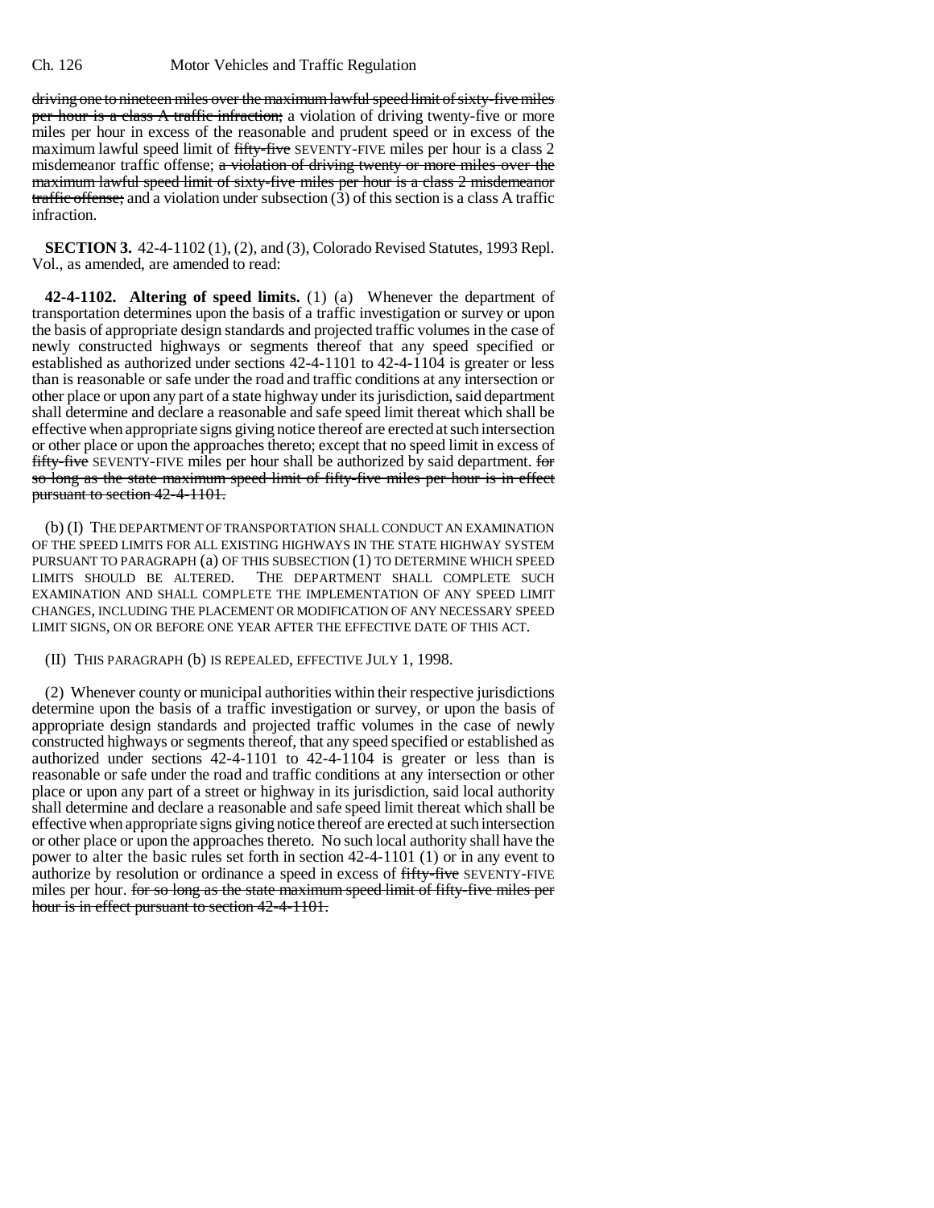~~driving one to nineteen miles over the maximum lawful speed limit of sixty-five miles per hour is a class A traffic infraction;~~ a violation of driving twenty-five or more miles per hour in excess of the reasonable and prudent speed or in excess of the maximum lawful speed limit of ~~fifty-five~~ SEVENTY-FIVE miles per hour is a class 2 misdemeanor traffic offense; ~~a violation of driving twenty or more miles over the maximum lawful speed limit of sixty-five miles per hour is a class 2 misdemeanor traffic offense;~~ and a violation under subsection (3) of this section is a class A traffic infraction.

**SECTION 3.** 42-4-1102 (1), (2), and (3), Colorado Revised Statutes, 1993 Repl. Vol., as amended, are amended to read:

**42-4-1102. Altering of speed limits.** (1) (a) Whenever the department of transportation determines upon the basis of a traffic investigation or survey or upon the basis of appropriate design standards and projected traffic volumes in the case of newly constructed highways or segments thereof that any speed specified or established as authorized under sections 42-4-1101 to 42-4-1104 is greater or less than is reasonable or safe under the road and traffic conditions at any intersection or other place or upon any part of a state highway under its jurisdiction, said department shall determine and declare a reasonable and safe speed limit thereat which shall be effective when appropriate signs giving notice thereof are erected at such intersection or other place or upon the approaches thereto; except that no speed limit in excess of ~~fifty-five~~ SEVENTY-FIVE miles per hour shall be authorized by said department. ~~for so long as the state maximum speed limit of fifty-five miles per hour is in effect pursuant to section 42-4-1101.~~

(b) (I) THE DEPARTMENT OF TRANSPORTATION SHALL CONDUCT AN EXAMINATION OF THE SPEED LIMITS FOR ALL EXISTING HIGHWAYS IN THE STATE HIGHWAY SYSTEM PURSUANT TO PARAGRAPH (a) OF THIS SUBSECTION (1) TO DETERMINE WHICH SPEED LIMITS SHOULD BE ALTERED. THE DEPARTMENT SHALL COMPLETE SUCH EXAMINATION AND SHALL COMPLETE THE IMPLEMENTATION OF ANY SPEED LIMIT CHANGES, INCLUDING THE PLACEMENT OR MODIFICATION OF ANY NECESSARY SPEED LIMIT SIGNS, ON OR BEFORE ONE YEAR AFTER THE EFFECTIVE DATE OF THIS ACT.

(II) THIS PARAGRAPH (b) IS REPEALED, EFFECTIVE JULY 1, 1998.

(2) Whenever county or municipal authorities within their respective jurisdictions determine upon the basis of a traffic investigation or survey, or upon the basis of appropriate design standards and projected traffic volumes in the case of newly constructed highways or segments thereof, that any speed specified or established as authorized under sections 42-4-1101 to 42-4-1104 is greater or less than is reasonable or safe under the road and traffic conditions at any intersection or other place or upon any part of a street or highway in its jurisdiction, said local authority shall determine and declare a reasonable and safe speed limit thereat which shall be effective when appropriate signs giving notice thereof are erected at such intersection or other place or upon the approaches thereto. No such local authority shall have the power to alter the basic rules set forth in section 42-4-1101 (1) or in any event to authorize by resolution or ordinance a speed in excess of ~~fifty-five~~ SEVENTY-FIVE miles per hour. ~~for so long as the state maximum speed limit of fifty-five miles per hour is in effect pursuant to section 42-4-1101.~~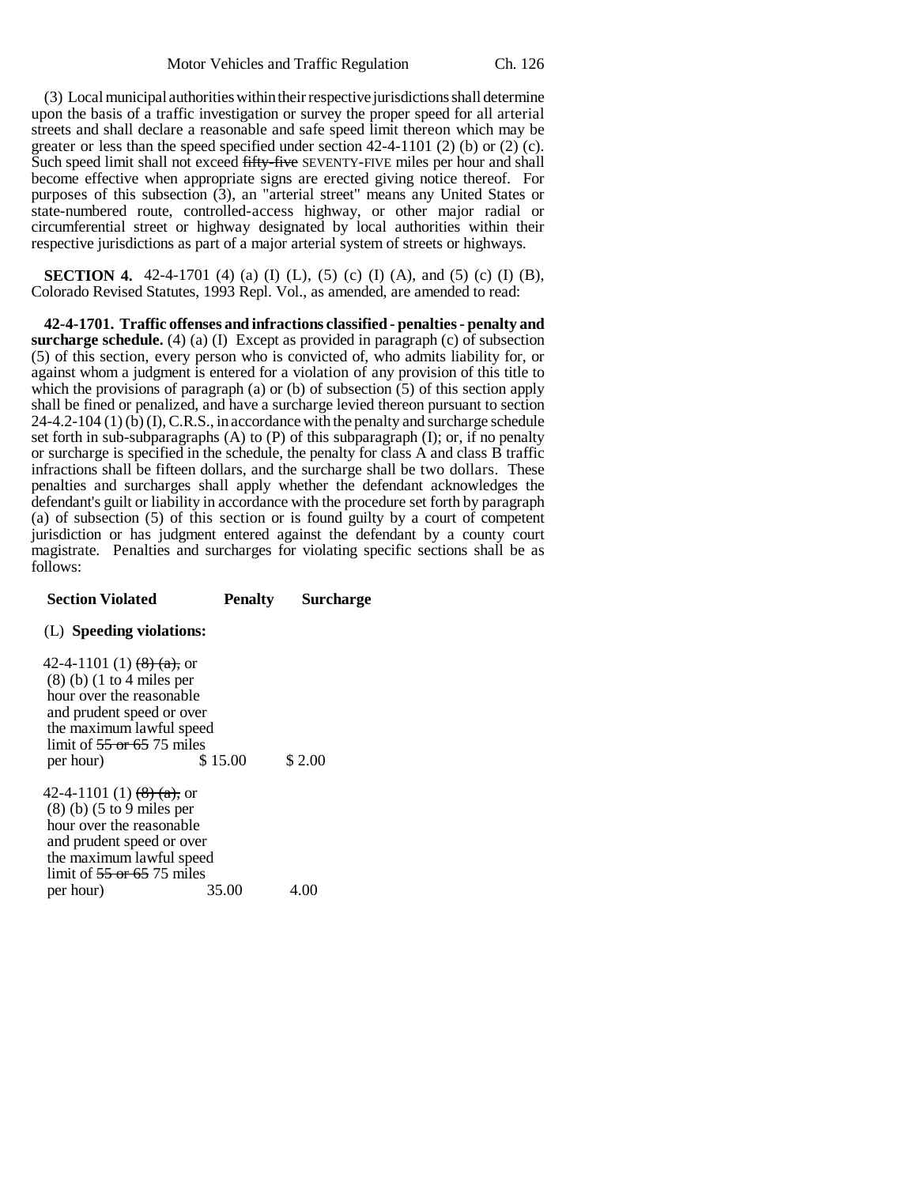(3) Local municipal authorities within their respective jurisdictions shall determine upon the basis of a traffic investigation or survey the proper speed for all arterial streets and shall declare a reasonable and safe speed limit thereon which may be greater or less than the speed specified under section 42-4-1101 (2) (b) or (2) (c). Such speed limit shall not exceed ~~fifty-five~~ SEVENTY-FIVE miles per hour and shall become effective when appropriate signs are erected giving notice thereof. For purposes of this subsection (3), an "arterial street" means any United States or state-numbered route, controlled-access highway, or other major radial or circumferential street or highway designated by local authorities within their respective jurisdictions as part of a major arterial system of streets or highways.

**SECTION 4.** 42-4-1701 (4) (a) (I) (L), (5) (c) (I) (A), and (5) (c) (I) (B), Colorado Revised Statutes, 1993 Repl. Vol., as amended, are amended to read:

**42-4-1701. Traffic offenses and infractions classified - penalties - penalty and surcharge schedule.** (4) (a) (I) Except as provided in paragraph (c) of subsection (5) of this section, every person who is convicted of, who admits liability for, or against whom a judgment is entered for a violation of any provision of this title to which the provisions of paragraph (a) or (b) of subsection (5) of this section apply shall be fined or penalized, and have a surcharge levied thereon pursuant to section 24-4.2-104 (1) (b) (I), C.R.S., in accordance with the penalty and surcharge schedule set forth in sub-subparagraphs (A) to (P) of this subparagraph (I); or, if no penalty or surcharge is specified in the schedule, the penalty for class A and class B traffic infractions shall be fifteen dollars, and the surcharge shall be two dollars. These penalties and surcharges shall apply whether the defendant acknowledges the defendant's guilt or liability in accordance with the procedure set forth by paragraph (a) of subsection (5) of this section or is found guilty by a court of competent jurisdiction or has judgment entered against the defendant by a county court magistrate. Penalties and surcharges for violating specific sections shall be as follows:

| Section Violated | Penalty | Surcharge |
|---|---|---|
| (L) **Speeding violations:** | | |
| 42-4-1101 (1) ~~(8) (a)~~, or (8) (b) (1 to 4 miles per hour over the reasonable and prudent speed or over the maximum lawful speed limit of ~~55 or 65~~ 75 miles per hour) | $ 15.00 | $ 2.00 |
| 42-4-1101 (1) ~~(8) (a)~~, or (8) (b) (5 to 9 miles per hour over the reasonable and prudent speed or over the maximum lawful speed limit of ~~55 or 65~~ 75 miles per hour) | 35.00 | 4.00 |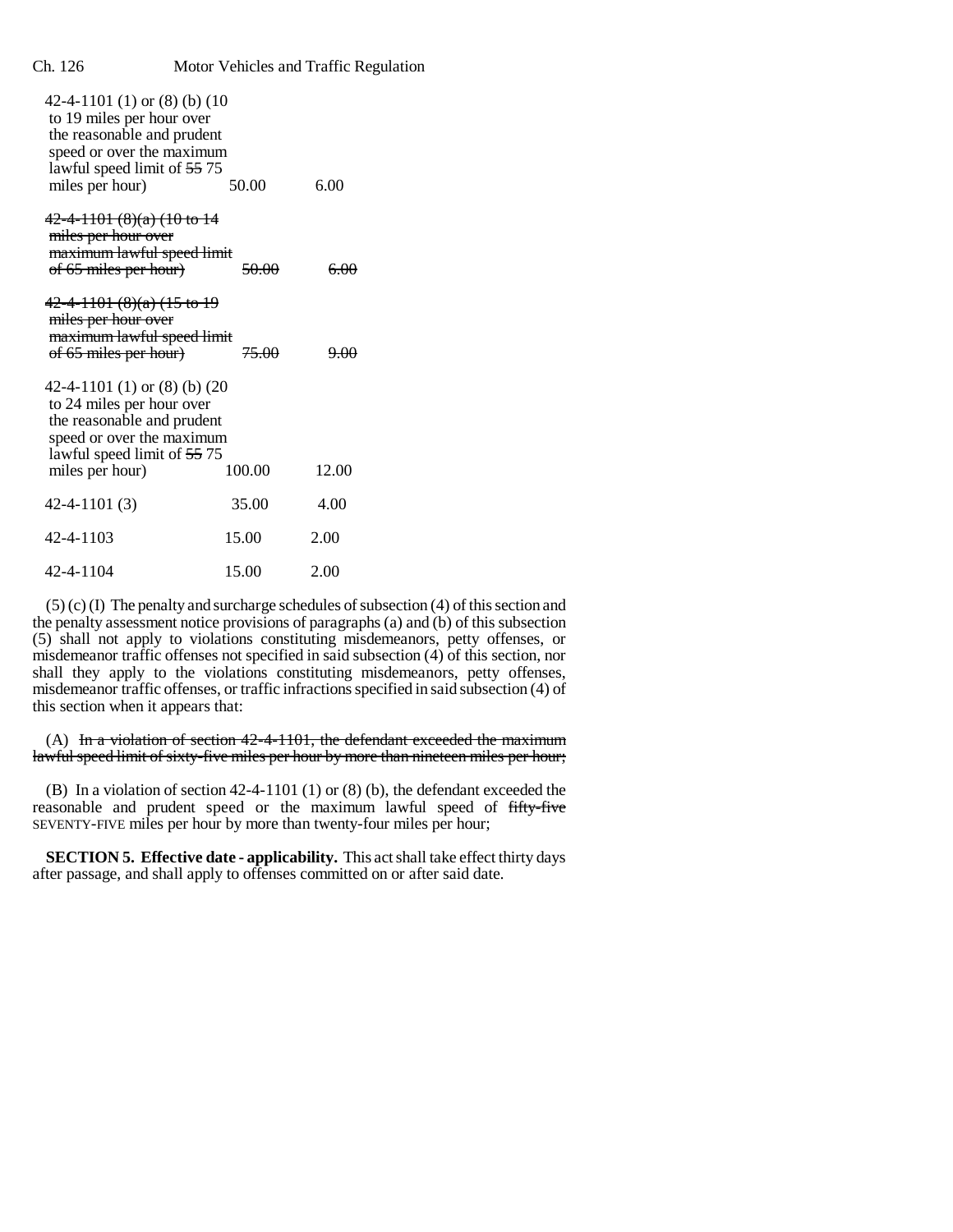| | | |
|---|---|---|
| 42-4-1101 (1) or (8) (b) (10 to 19 miles per hour over the reasonable and prudent speed or over the maximum lawful speed limit of ~~55~~ 75 miles per hour) | 50.00 | 6.00 |
| ~~42-4-1101 (8)(a) (10 to 14 miles per hour over maximum lawful speed limit of 65 miles per hour)~~ | ~~50.00~~ | ~~6.00~~ |
| ~~42-4-1101 (8)(a) (15 to 19 miles per hour over maximum lawful speed limit of 65 miles per hour)~~ | ~~75.00~~ | ~~9.00~~ |
| 42-4-1101 (1) or (8) (b) (20 to 24 miles per hour over the reasonable and prudent speed or over the maximum lawful speed limit of ~~55~~ 75 miles per hour) | 100.00 | 12.00 |
| 42-4-1101 (3) | 35.00 | 4.00 |
| 42-4-1103 | 15.00 | 2.00 |
| 42-4-1104 | 15.00 | 2.00 |

(5) (c) (I) The penalty and surcharge schedules of subsection (4) of this section and the penalty assessment notice provisions of paragraphs (a) and (b) of this subsection (5) shall not apply to violations constituting misdemeanors, petty offenses, or misdemeanor traffic offenses not specified in said subsection (4) of this section, nor shall they apply to the violations constituting misdemeanors, petty offenses, misdemeanor traffic offenses, or traffic infractions specified in said subsection (4) of this section when it appears that:

(A) ~~In a violation of section 42-4-1101, the defendant exceeded the maximum lawful speed limit of sixty-five miles per hour by more than nineteen miles per hour;~~

(B) In a violation of section 42-4-1101 (1) or (8) (b), the defendant exceeded the reasonable and prudent speed or the maximum lawful speed of ~~fifty-five~~ SEVENTY-FIVE miles per hour by more than twenty-four miles per hour;

**SECTION 5. Effective date - applicability.** This act shall take effect thirty days after passage, and shall apply to offenses committed on or after said date.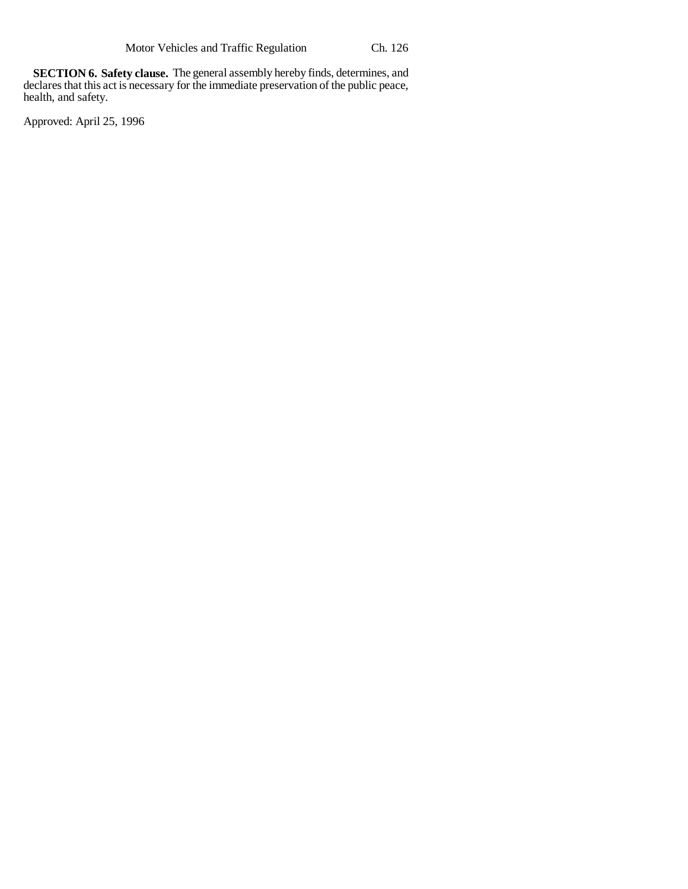**SECTION 6. Safety clause.** The general assembly hereby finds, determines, and declares that this act is necessary for the immediate preservation of the public peace, health, and safety.

Approved: April 25, 1996